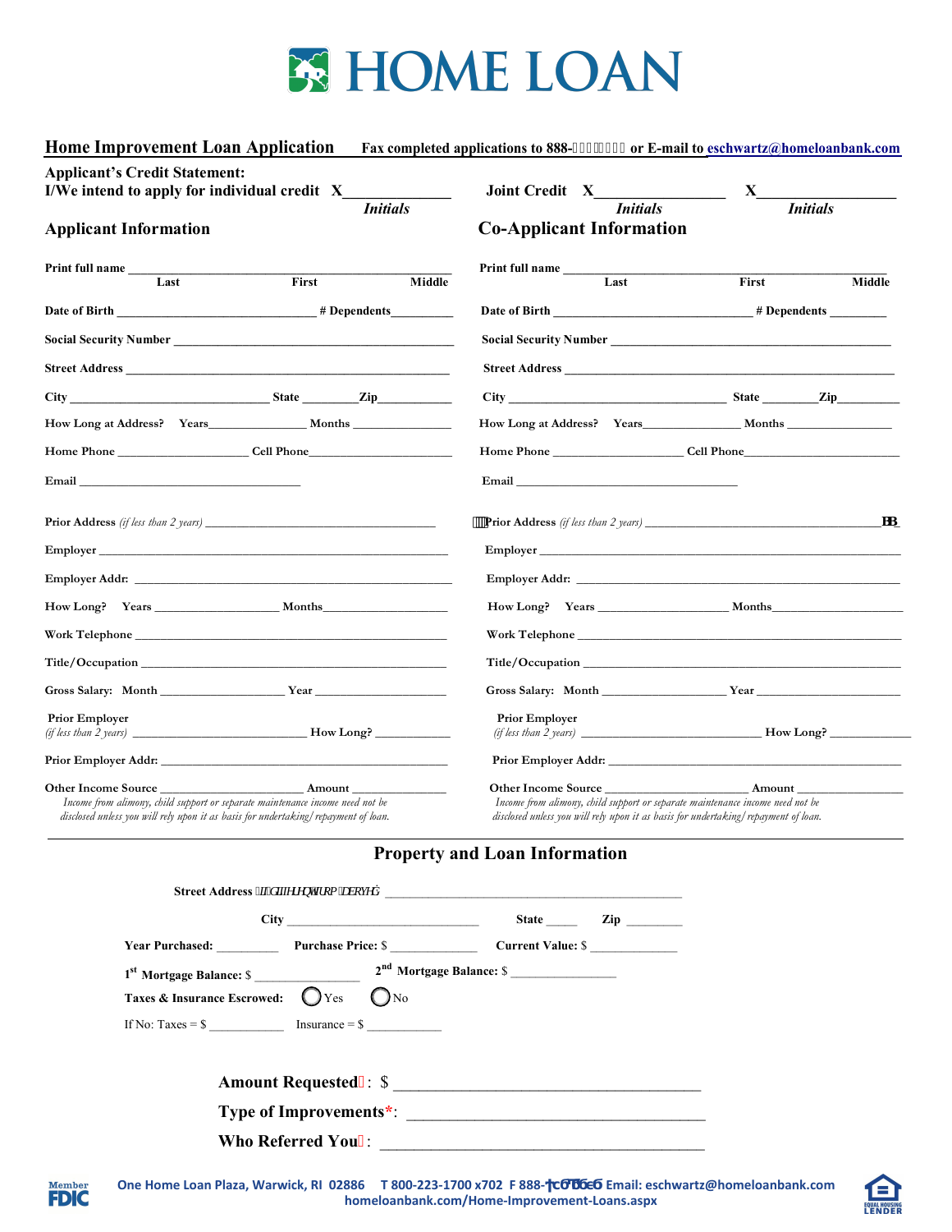# HOME LOAN

## Home Improvement Loan Application

Fax completed applications to 888-\_\_\_\_\_\_\_ or E-mail to eschwartz@homeloanbank.com

**Applicant's Credit Statement:**
**I/We intend to apply for individual credit** X\_\_\_\_\_\_\_\_\_\_\_\_\_ *Initials*

**Joint Credit** X\_\_\_\_\_\_\_\_\_\_\_\_\_ *Initials* X\_\_\_\_\_\_\_\_\_\_\_\_\_ *Initials*

### Applicant Information

Print full name \_\_\_\_\_\_\_\_\_\_\_\_\_\_\_\_\_\_\_\_\_\_\_\_\_\_\_\_\_\_\_\_\_\_\_\_
Last First Middle

Date of Birth \_\_\_\_\_\_\_\_\_\_\_\_\_\_\_\_\_\_\_\_ # Dependents\_\_\_\_\_\_\_\_

Social Security Number \_\_\_\_\_\_\_\_\_\_\_\_\_\_\_\_\_\_\_\_\_\_\_\_\_\_\_\_\_\_

Street Address \_\_\_\_\_\_\_\_\_\_\_\_\_\_\_\_\_\_\_\_\_\_\_\_\_\_\_\_\_\_\_\_\_\_\_\_

City \_\_\_\_\_\_\_\_\_\_\_\_\_\_\_\_\_\_\_\_ State \_\_\_\_\_\_\_ Zip\_\_\_\_\_\_\_\_\_\_

How Long at Address? Years\_\_\_\_\_\_\_\_\_\_\_\_ Months \_\_\_\_\_\_\_\_\_\_\_\_

Home Phone \_\_\_\_\_\_\_\_\_\_\_\_\_\_\_\_ Cell Phone\_\_\_\_\_\_\_\_\_\_\_\_\_\_\_\_

Email \_\_\_\_\_\_\_\_\_\_\_\_\_\_\_\_\_\_\_\_\_\_\_\_\_\_\_\_\_\_

Prior Address *(if less than 2 years)* \_\_\_\_\_\_\_\_\_\_\_\_\_\_\_\_\_\_\_\_\_\_\_\_\_\_\_\_

Employer \_\_\_\_\_\_\_\_\_\_\_\_\_\_\_\_\_\_\_\_\_\_\_\_\_\_\_\_\_\_\_\_\_\_\_\_\_\_\_\_

Employer Addr: \_\_\_\_\_\_\_\_\_\_\_\_\_\_\_\_\_\_\_\_\_\_\_\_\_\_\_\_\_\_\_\_\_\_\_\_

How Long? Years \_\_\_\_\_\_\_\_\_\_\_\_\_\_\_\_ Months\_\_\_\_\_\_\_\_\_\_\_\_\_\_\_\_

Work Telephone \_\_\_\_\_\_\_\_\_\_\_\_\_\_\_\_\_\_\_\_\_\_\_\_\_\_\_\_\_\_\_\_\_\_\_\_

Title/Occupation \_\_\_\_\_\_\_\_\_\_\_\_\_\_\_\_\_\_\_\_\_\_\_\_\_\_\_\_\_\_\_\_\_\_\_\_

Gross Salary: Month \_\_\_\_\_\_\_\_\_\_\_\_\_\_\_\_ Year \_\_\_\_\_\_\_\_\_\_\_\_\_\_\_\_

Prior Employer *(if less than 2 years)* \_\_\_\_\_\_\_\_\_\_\_\_\_\_\_\_\_\_\_\_ How Long? \_\_\_\_\_\_\_\_\_\_

Prior Employer Addr: \_\_\_\_\_\_\_\_\_\_\_\_\_\_\_\_\_\_\_\_\_\_\_\_\_\_\_\_\_\_\_\_

Other Income Source \_\_\_\_\_\_\_\_\_\_\_\_\_\_\_\_\_\_\_\_ Amount \_\_\_\_\_\_\_\_\_\_\_\_
*Income from alimony, child support or separate maintenance income need not be disclosed unless you will rely upon it as basis for undertaking/repayment of loan.*

### Co-Applicant Information

Print full name \_\_\_\_\_\_\_\_\_\_\_\_\_\_\_\_\_\_\_\_\_\_\_\_\_\_\_\_\_\_\_\_\_\_\_\_
Last First Middle

Date of Birth \_\_\_\_\_\_\_\_\_\_\_\_\_\_\_\_\_\_\_\_ # Dependents \_\_\_\_\_\_\_\_

Social Security Number \_\_\_\_\_\_\_\_\_\_\_\_\_\_\_\_\_\_\_\_\_\_\_\_\_\_\_\_\_\_

Street Address \_\_\_\_\_\_\_\_\_\_\_\_\_\_\_\_\_\_\_\_\_\_\_\_\_\_\_\_\_\_\_\_\_\_\_\_

City \_\_\_\_\_\_\_\_\_\_\_\_\_\_\_\_\_\_\_\_ State \_\_\_\_\_\_\_ Zip\_\_\_\_\_\_\_\_\_\_

How Long at Address? Years\_\_\_\_\_\_\_\_\_\_\_\_ Months \_\_\_\_\_\_\_\_\_\_\_\_

Home Phone \_\_\_\_\_\_\_\_\_\_\_\_\_\_\_\_ Cell Phone\_\_\_\_\_\_\_\_\_\_\_\_\_\_\_\_

Email \_\_\_\_\_\_\_\_\_\_\_\_\_\_\_\_\_\_\_\_\_\_\_\_\_\_\_\_\_\_

Prior Address *(if less than 2 years)* \_\_\_\_\_\_\_\_\_\_\_\_\_\_\_\_\_\_\_\_\_\_\_\_\_\_\_\_

Employer \_\_\_\_\_\_\_\_\_\_\_\_\_\_\_\_\_\_\_\_\_\_\_\_\_\_\_\_\_\_\_\_\_\_\_\_\_\_\_\_

Employer Addr: \_\_\_\_\_\_\_\_\_\_\_\_\_\_\_\_\_\_\_\_\_\_\_\_\_\_\_\_\_\_\_\_\_\_\_\_

How Long? Years \_\_\_\_\_\_\_\_\_\_\_\_\_\_\_\_ Months\_\_\_\_\_\_\_\_\_\_\_\_\_\_\_\_

Work Telephone \_\_\_\_\_\_\_\_\_\_\_\_\_\_\_\_\_\_\_\_\_\_\_\_\_\_\_\_\_\_\_\_\_\_\_\_

Title/Occupation \_\_\_\_\_\_\_\_\_\_\_\_\_\_\_\_\_\_\_\_\_\_\_\_\_\_\_\_\_\_\_\_\_\_\_\_

Gross Salary: Month \_\_\_\_\_\_\_\_\_\_\_\_\_\_\_\_ Year \_\_\_\_\_\_\_\_\_\_\_\_\_\_\_\_

Prior Employer *(if less than 2 years)* \_\_\_\_\_\_\_\_\_\_\_\_\_\_\_\_\_\_\_\_ How Long? \_\_\_\_\_\_\_\_\_\_

Prior Employer Addr: \_\_\_\_\_\_\_\_\_\_\_\_\_\_\_\_\_\_\_\_\_\_\_\_\_\_\_\_\_\_\_\_

Other Income Source \_\_\_\_\_\_\_\_\_\_\_\_\_\_\_\_\_\_\_\_ Amount \_\_\_\_\_\_\_\_\_\_\_\_
*Income from alimony, child support or separate maintenance income need not be disclosed unless you will rely upon it as basis for undertaking/repayment of loan.*

## Property and Loan Information

Street Address (if different from above): \_\_\_\_\_\_\_\_\_\_\_\_\_\_\_\_\_\_\_\_\_\_\_\_\_\_\_\_\_\_\_\_\_\_\_\_

City \_\_\_\_\_\_\_\_\_\_\_\_\_\_\_\_\_\_\_\_\_\_\_\_ State \_\_\_\_\_ Zip \_\_\_\_\_\_\_\_

Year Purchased: \_\_\_\_\_\_\_\_\_ Purchase Price: $ \_\_\_\_\_\_\_\_\_\_\_\_ Current Value: $ \_\_\_\_\_\_\_\_\_\_\_\_

1st Mortgage Balance: $ \_\_\_\_\_\_\_\_\_\_\_\_\_\_ 2nd Mortgage Balance: $ \_\_\_\_\_\_\_\_\_\_\_\_\_\_

Taxes & Insurance Escrowed: ◯ Yes ◯ No

If No: Taxes = $ \_\_\_\_\_\_\_\_\_\_ Insurance = $ \_\_\_\_\_\_\_\_\_\_

**Amount Requested*: $** \_\_\_\_\_\_\_\_\_\_\_\_\_\_\_\_\_\_\_\_\_\_\_\_\_\_\_\_\_\_\_\_\_\_\_\_

**Type of Improvements*:** \_\_\_\_\_\_\_\_\_\_\_\_\_\_\_\_\_\_\_\_\_\_\_\_\_\_\_\_\_\_\_\_\_\_\_\_

**Who Referred You*:** \_\_\_\_\_\_\_\_\_\_\_\_\_\_\_\_\_\_\_\_\_\_\_\_\_\_\_\_\_\_\_\_\_\_\_\_

Member FDIC

One Home Loan Plaza, Warwick, RI 02886 T 800-223-1700 x702 F 888-\_\_\_\_\_\_\_ Email: eschwartz@homeloanbank.com
homeloanbank.com/Home-Improvement-Loans.aspx

EQUAL HOUSING LENDER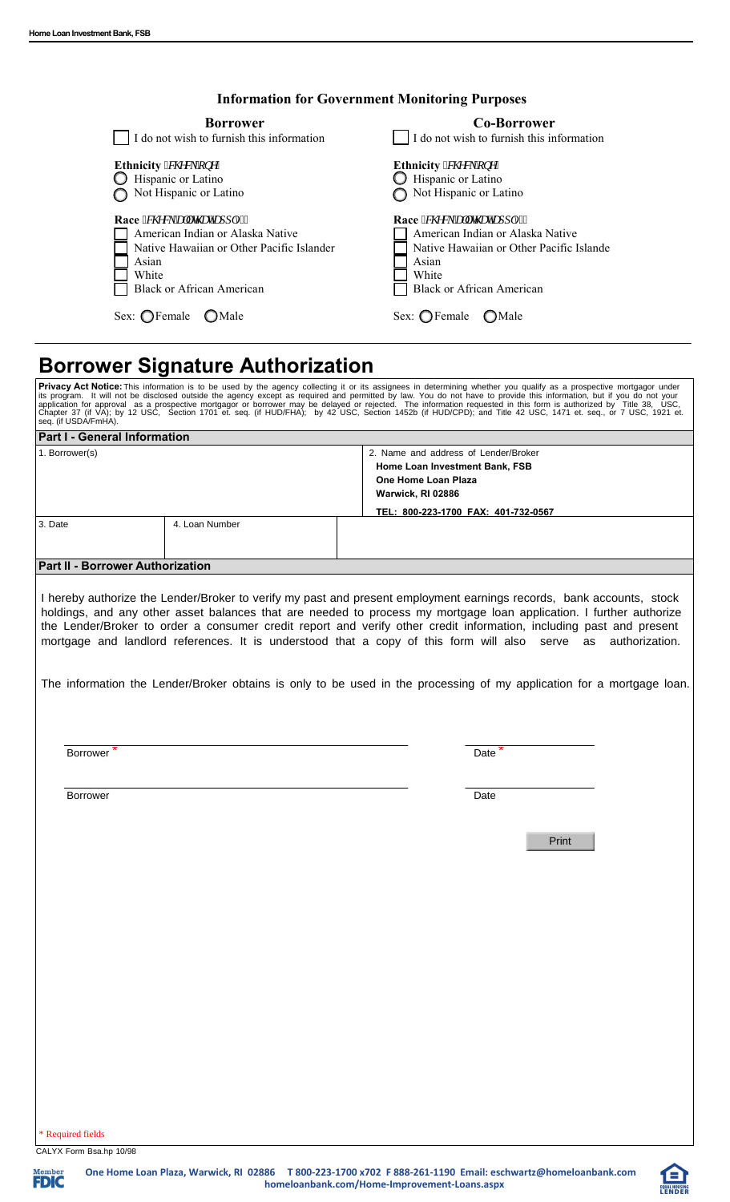## Information for Government Monitoring Purposes

**Borrower**

☐ I do not wish to furnish this information

**Ethnicity** (check one)

◯ Hispanic or Latino
◯ Not Hispanic or Latino

**Race** (check all that apply)

☐ American Indian or Alaska Native
☐ Native Hawaiian or Other Pacific Islander
☐ Asian
☐ White
☐ Black or African American

Sex: ◯Female ◯Male

**Co-Borrower**

☐ I do not wish to furnish this information

**Ethnicity** (check one)

◯ Hispanic or Latino
◯ Not Hispanic or Latino

**Race** (check all that apply)

☐ American Indian or Alaska Native
☐ Native Hawaiian or Other Pacific Islande
☐ Asian
☐ White
☐ Black or African American

Sex: ◯Female ◯Male

# Borrower Signature Authorization

**Privacy Act Notice:** This information is to be used by the agency collecting it or its assignees in determining whether you qualify as a prospective mortgagor under its program. It will not be disclosed outside the agency except as required and permitted by law. You do not have to provide this information, but if you do not your application for approval as a prospective mortgagor or borrower may be delayed or rejected. The information requested in this form is authorized by Title 38, USC, Chapter 37 (if VA); by 12 USC, Section 1701 et. seq. (if HUD/FHA); by 42 USC, Section 1452b (if HUD/CPD); and Title 42 USC, 1471 et. seq., or 7 USC, 1921 et. seq. (if USDA/FmHA).

**Part I - General Information**

| | | |
|---|---|---|
| 1. Borrower(s) | | 2. Name and address of Lender/Broker<br>**Home Loan Investment Bank, FSB**<br>**One Home Loan Plaza**<br>**Warwick, RI 02886**<br>**TEL: 800-223-1700 FAX: 401-732-0567** |
| 3. Date | 4. Loan Number | |

**Part II - Borrower Authorization**

I hereby authorize the Lender/Broker to verify my past and present employment earnings records, bank accounts, stock holdings, and any other asset balances that are needed to process my mortgage loan application. I further authorize the Lender/Broker to order a consumer credit report and verify other credit information, including past and present mortgage and landlord references. It is understood that a copy of this form will also serve as authorization.

The information the Lender/Broker obtains is only to be used in the processing of my application for a mortgage loan.

Borrower * ______________________ Date * ______________

Borrower ______________________ Date ______________

Print

* Required fields

CALYX Form Bsa.hp 10/98

One Home Loan Plaza, Warwick, RI 02886 T 800-223-1700 x702 F 888-261-1190 Email: eschwartz@homeloanbank.com
homeloanbank.com/Home-Improvement-Loans.aspx